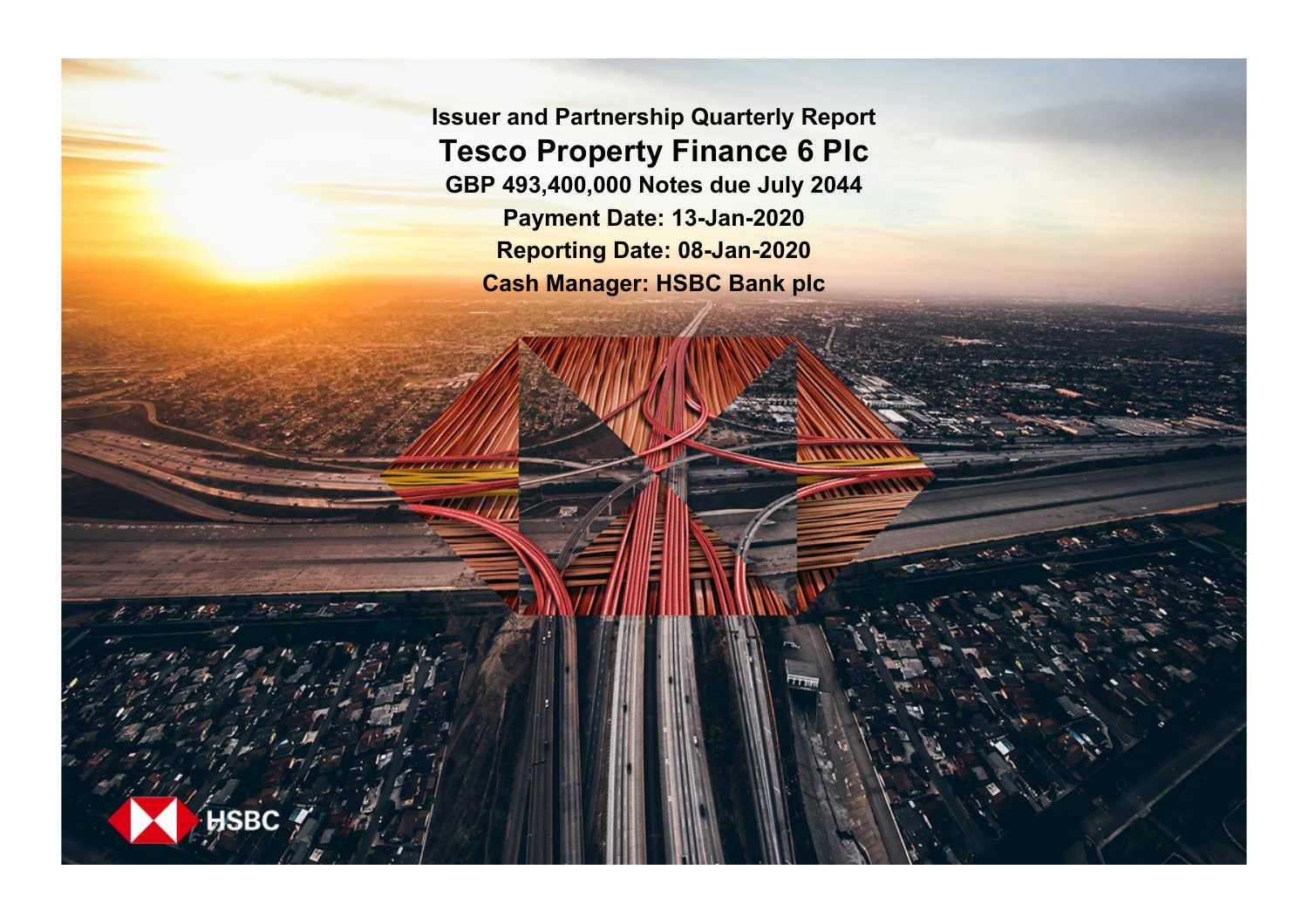# Issuer and Partnership Quarterly Report

## Tesco Property Finance 6 Plc

**GBP 493,400,000 Notes due July 2044**

**Payment Date: 13-Jan-2020**

**Reporting Date: 08-Jan-2020**

**Cash Manager: HSBC Bank plc**

HSBC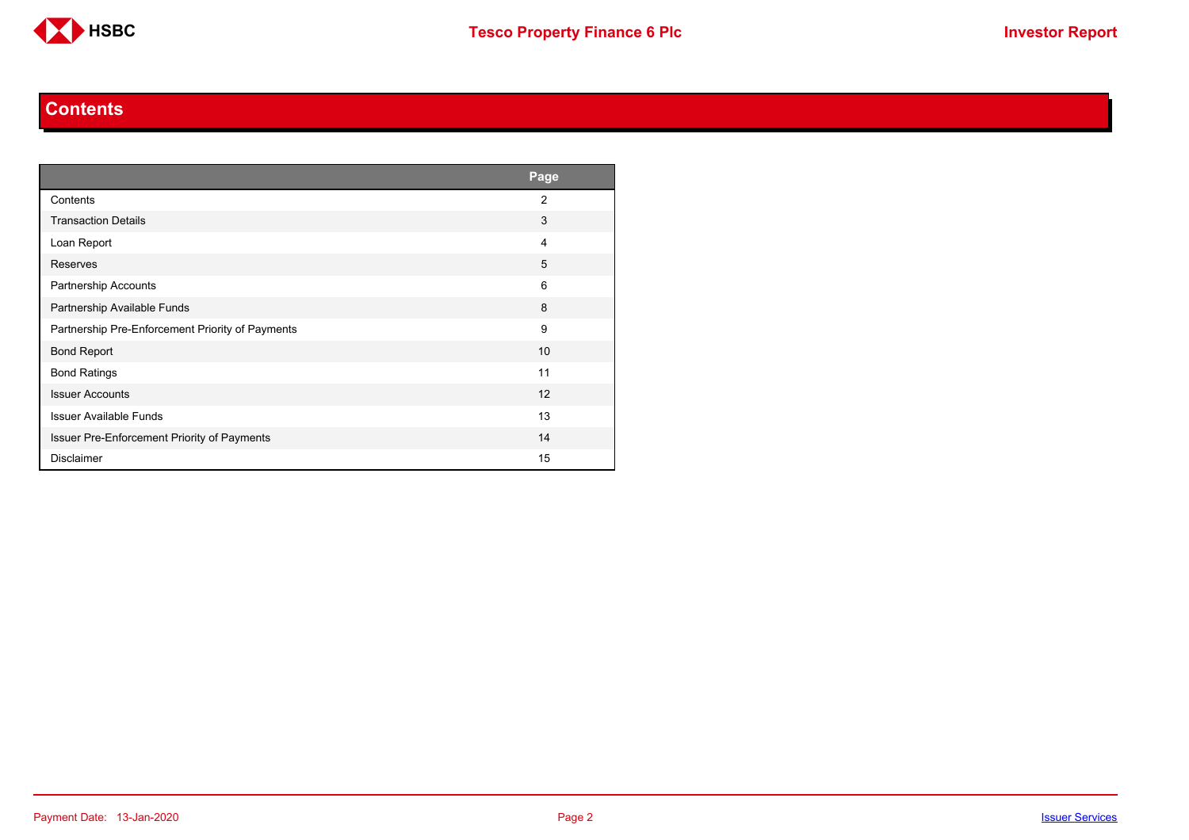# Contents

| | Page |
|---|---|
| Contents | 2 |
| Transaction Details | 3 |
| Loan Report | 4 |
| Reserves | 5 |
| Partnership Accounts | 6 |
| Partnership Available Funds | 8 |
| Partnership Pre-Enforcement Priority of Payments | 9 |
| Bond Report | 10 |
| Bond Ratings | 11 |
| Issuer Accounts | 12 |
| Issuer Available Funds | 13 |
| Issuer Pre-Enforcement Priority of Payments | 14 |
| Disclaimer | 15 |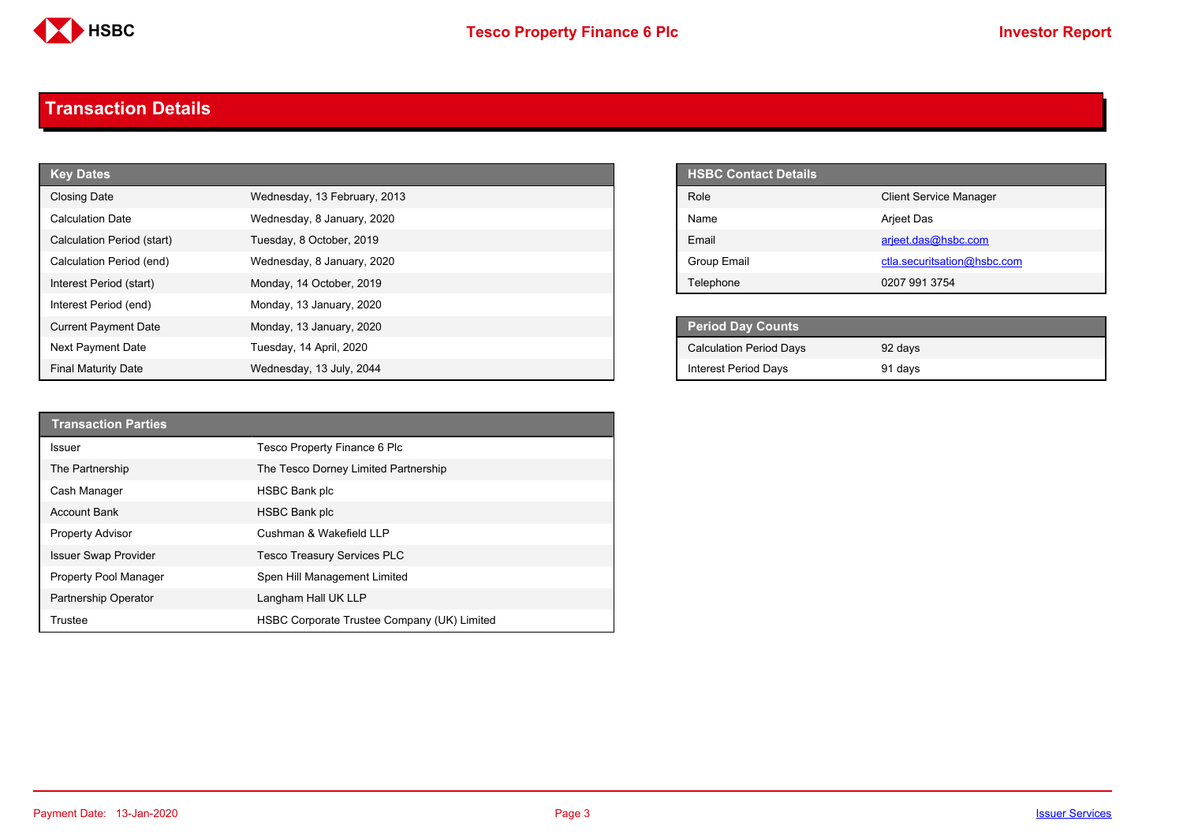## Transaction Details

| Key Dates | |
|---|---|
| Closing Date | Wednesday, 13 February, 2013 |
| Calculation Date | Wednesday, 8 January, 2020 |
| Calculation Period (start) | Tuesday, 8 October, 2019 |
| Calculation Period (end) | Wednesday, 8 January, 2020 |
| Interest Period (start) | Monday, 14 October, 2019 |
| Interest Period (end) | Monday, 13 January, 2020 |
| Current Payment Date | Monday, 13 January, 2020 |
| Next Payment Date | Tuesday, 14 April, 2020 |
| Final Maturity Date | Wednesday, 13 July, 2044 |

| HSBC Contact Details | |
|---|---|
| Role | Client Service Manager |
| Name | Arjeet Das |
| Email | arjeet.das@hsbc.com |
| Group Email | ctla.securitsation@hsbc.com |
| Telephone | 0207 991 3754 |

| Period Day Counts | |
|---|---|
| Calculation Period Days | 92 days |
| Interest Period Days | 91 days |

| Transaction Parties | |
|---|---|
| Issuer | Tesco Property Finance 6 Plc |
| The Partnership | The Tesco Dorney Limited Partnership |
| Cash Manager | HSBC Bank plc |
| Account Bank | HSBC Bank plc |
| Property Advisor | Cushman & Wakefield LLP |
| Issuer Swap Provider | Tesco Treasury Services PLC |
| Property Pool Manager | Spen Hill Management Limited |
| Partnership Operator | Langham Hall UK LLP |
| Trustee | HSBC Corporate Trustee Company (UK) Limited |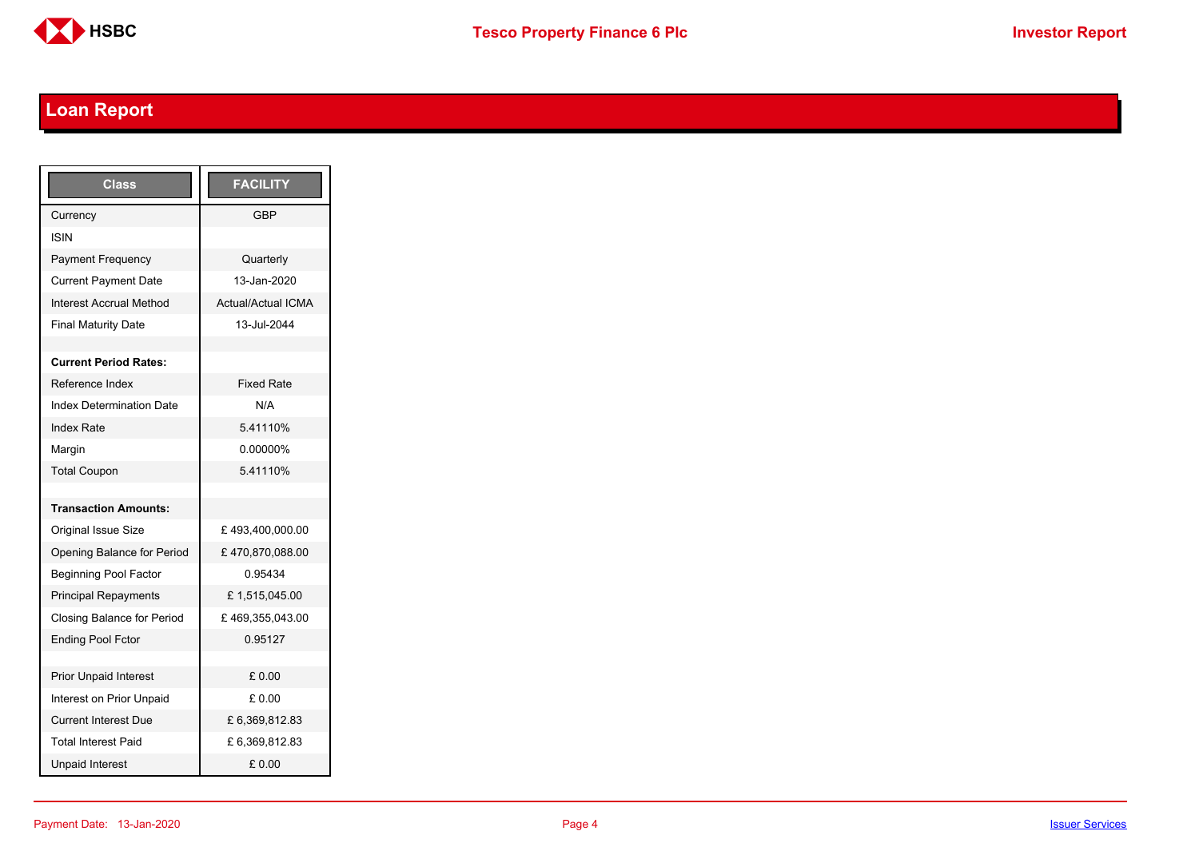## Loan Report

| Class | FACILITY |
|---|---|
| Currency | GBP |
| ISIN | |
| Payment Frequency | Quarterly |
| Current Payment Date | 13-Jan-2020 |
| Interest Accrual Method | Actual/Actual ICMA |
| Final Maturity Date | 13-Jul-2044 |
| | |
| **Current Period Rates:** | |
| Reference Index | Fixed Rate |
| Index Determination Date | N/A |
| Index Rate | 5.41110% |
| Margin | 0.00000% |
| Total Coupon | 5.41110% |
| | |
| **Transaction Amounts:** | |
| Original Issue Size | £ 493,400,000.00 |
| Opening Balance for Period | £ 470,870,088.00 |
| Beginning Pool Factor | 0.95434 |
| Principal Repayments | £ 1,515,045.00 |
| Closing Balance for Period | £ 469,355,043.00 |
| Ending Pool Fctor | 0.95127 |
| | |
| Prior Unpaid Interest | £ 0.00 |
| Interest on Prior Unpaid | £ 0.00 |
| Current Interest Due | £ 6,369,812.83 |
| Total Interest Paid | £ 6,369,812.83 |
| Unpaid Interest | £ 0.00 |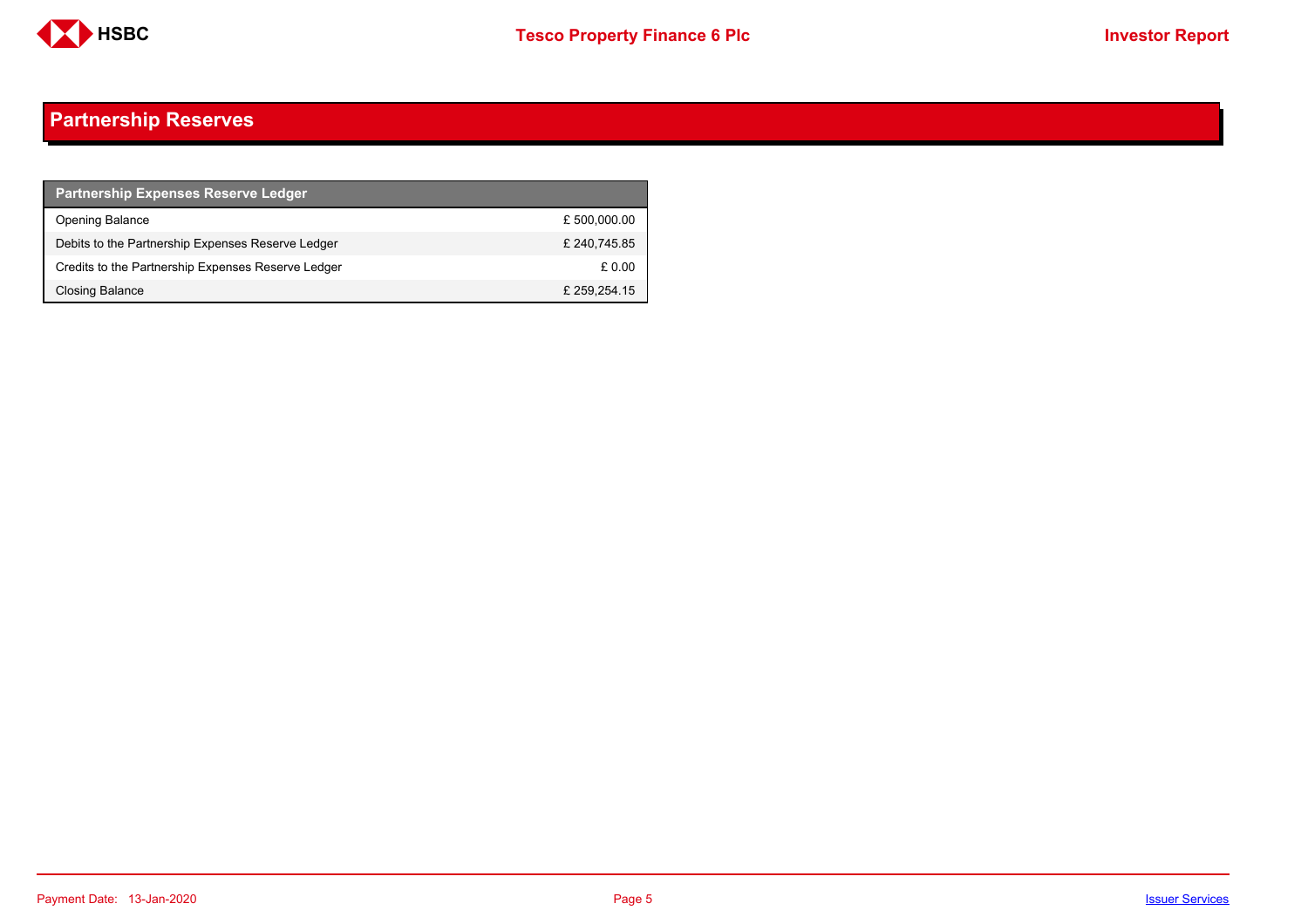## Partnership Reserves

| Partnership Expenses Reserve Ledger | |
|---|---|
| Opening Balance | £ 500,000.00 |
| Debits to the Partnership Expenses Reserve Ledger | £ 240,745.85 |
| Credits to the Partnership Expenses Reserve Ledger | £ 0.00 |
| Closing Balance | £ 259,254.15 |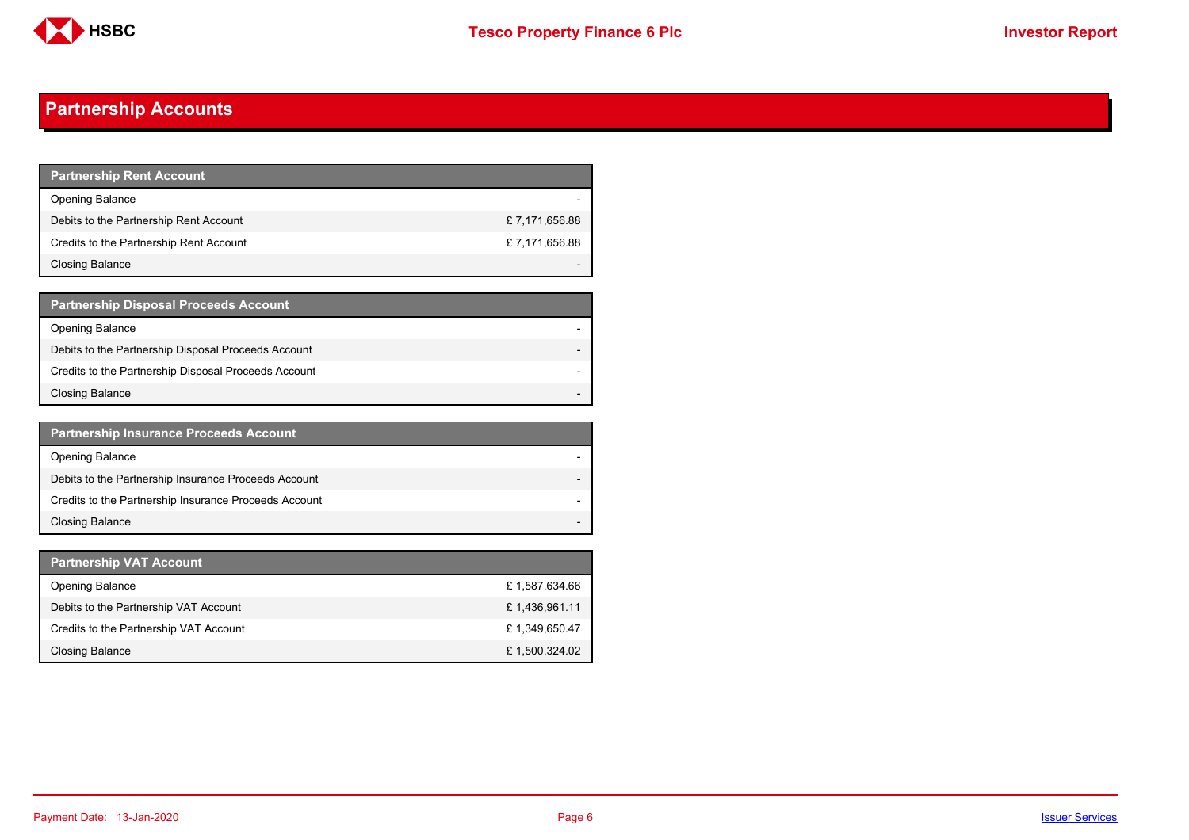## Partnership Accounts

| Partnership Rent Account | |
|---|---|
| Opening Balance | - |
| Debits to the Partnership Rent Account | £ 7,171,656.88 |
| Credits to the Partnership Rent Account | £ 7,171,656.88 |
| Closing Balance | - |

| Partnership Disposal Proceeds Account | |
|---|---|
| Opening Balance | - |
| Debits to the Partnership Disposal Proceeds Account | - |
| Credits to the Partnership Disposal Proceeds Account | - |
| Closing Balance | - |

| Partnership Insurance Proceeds Account | |
|---|---|
| Opening Balance | - |
| Debits to the Partnership Insurance Proceeds Account | - |
| Credits to the Partnership Insurance Proceeds Account | - |
| Closing Balance | - |

| Partnership VAT Account | |
|---|---|
| Opening Balance | £ 1,587,634.66 |
| Debits to the Partnership VAT Account | £ 1,436,961.11 |
| Credits to the Partnership VAT Account | £ 1,349,650.47 |
| Closing Balance | £ 1,500,324.02 |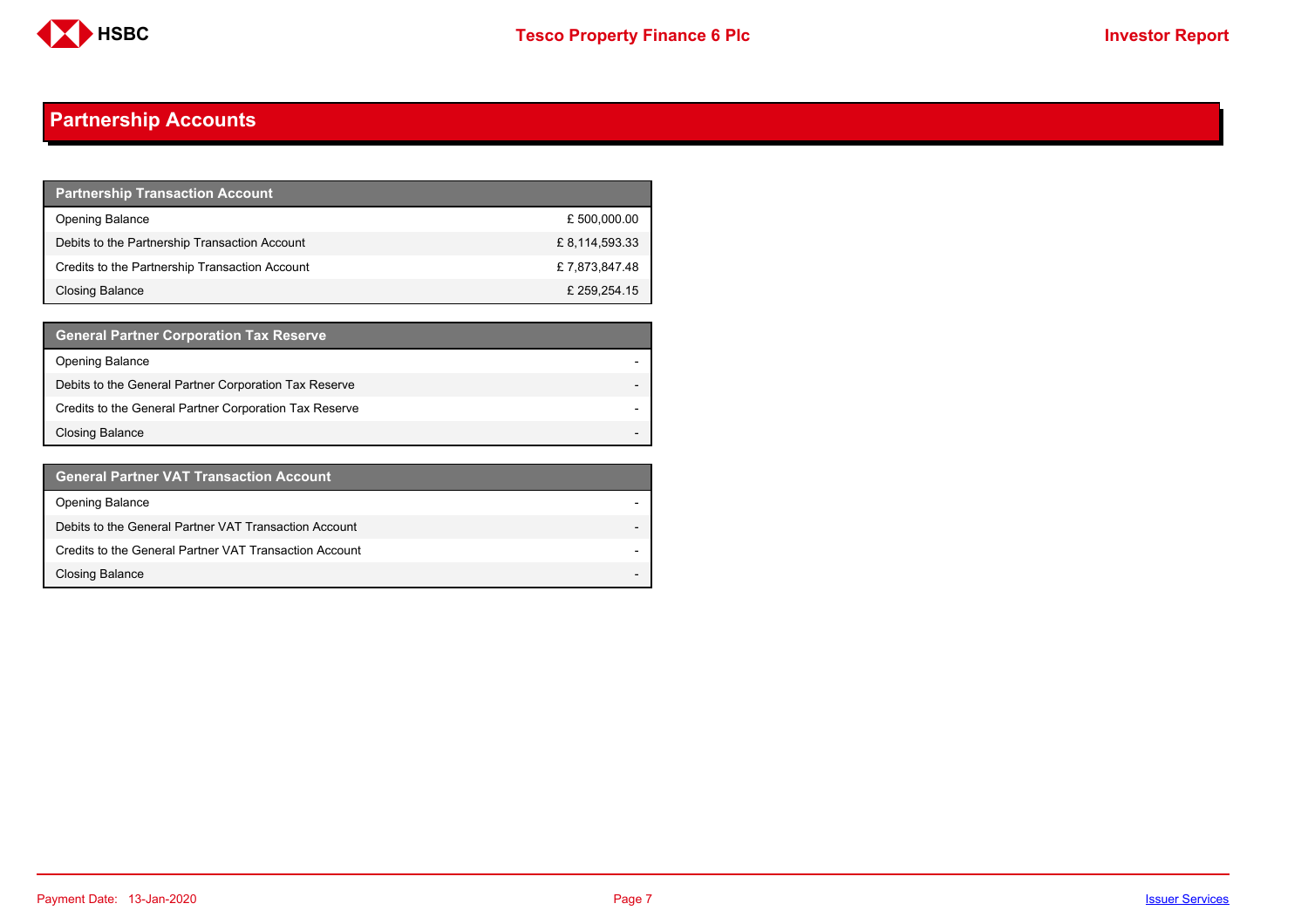## Partnership Accounts

| Partnership Transaction Account | |
|---|---|
| Opening Balance | £ 500,000.00 |
| Debits to the Partnership Transaction Account | £ 8,114,593.33 |
| Credits to the Partnership Transaction Account | £ 7,873,847.48 |
| Closing Balance | £ 259,254.15 |

| General Partner Corporation Tax Reserve | |
|---|---|
| Opening Balance | - |
| Debits to the General Partner Corporation Tax Reserve | - |
| Credits to the General Partner Corporation Tax Reserve | - |
| Closing Balance | - |

| General Partner VAT Transaction Account | |
|---|---|
| Opening Balance | - |
| Debits to the General Partner VAT Transaction Account | - |
| Credits to the General Partner VAT Transaction Account | - |
| Closing Balance | - |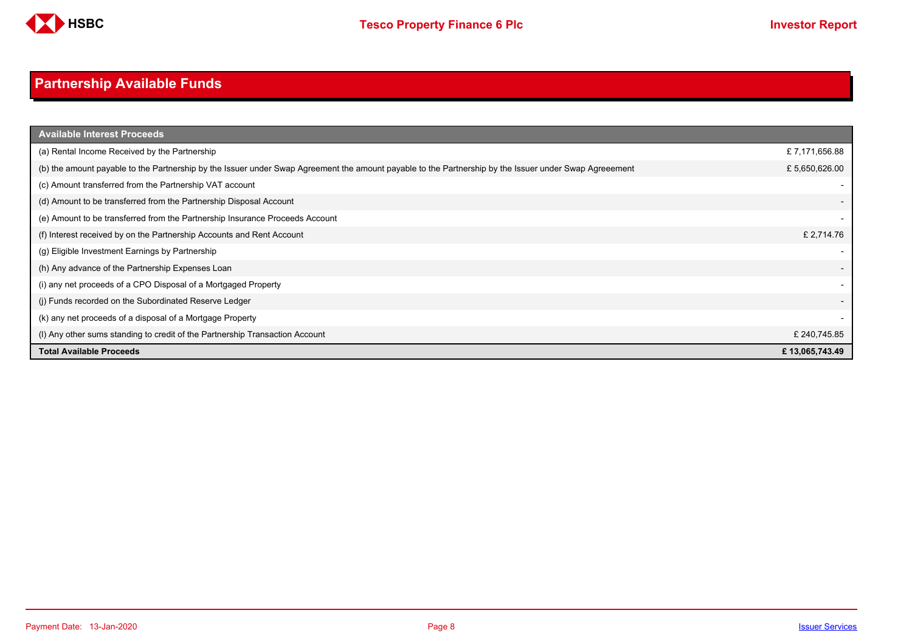# Partnership Available Funds

| Available Interest Proceeds | |
|---|---|
| (a) Rental Income Received by the Partnership | £ 7,171,656.88 |
| (b) the amount payable to the Partnership by the Issuer under Swap Agreement the amount payable to the Partnership by the Issuer under Swap Agreeement | £ 5,650,626.00 |
| (c) Amount transferred from the Partnership VAT account | - |
| (d) Amount to be transferred from the Partnership Disposal Account | - |
| (e) Amount to be transferred from the Partnership Insurance Proceeds Account | - |
| (f) Interest received by on the Partnership Accounts and Rent Account | £ 2,714.76 |
| (g) Eligible Investment Earnings by Partnership | - |
| (h) Any advance of the Partnership Expenses Loan | - |
| (i) any net proceeds of a CPO Disposal of a Mortgaged Property | - |
| (j) Funds recorded on the Subordinated Reserve Ledger | - |
| (k) any net proceeds of a disposal of a Mortgage Property | - |
| (l) Any other sums standing to credit of the Partnership Transaction Account | £ 240,745.85 |
| **Total Available Proceeds** | **£ 13,065,743.49** |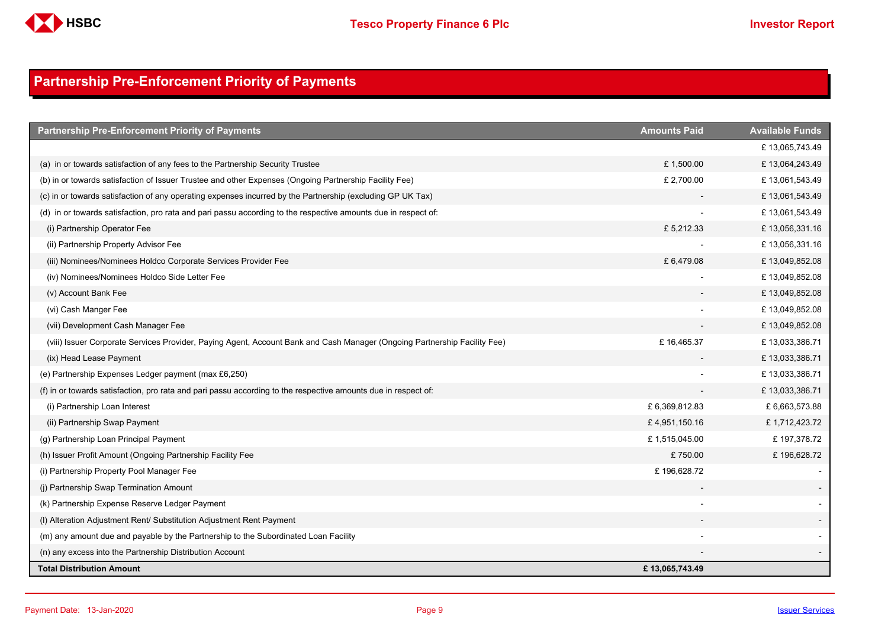## Partnership Pre-Enforcement Priority of Payments

| Partnership Pre-Enforcement Priority of Payments | Amounts Paid | Available Funds |
|---|---|---|
| | | £ 13,065,743.49 |
| (a) in or towards satisfaction of any fees to the Partnership Security Trustee | £ 1,500.00 | £ 13,064,243.49 |
| (b) in or towards satisfaction of Issuer Trustee and other Expenses (Ongoing Partnership Facility Fee) | £ 2,700.00 | £ 13,061,543.49 |
| (c) in or towards satisfaction of any operating expenses incurred by the Partnership (excluding GP UK Tax) | - | £ 13,061,543.49 |
| (d) in or towards satisfaction, pro rata and pari passu according to the respective amounts due in respect of: | - | £ 13,061,543.49 |
| (i) Partnership Operator Fee | £ 5,212.33 | £ 13,056,331.16 |
| (ii) Partnership Property Advisor Fee | - | £ 13,056,331.16 |
| (iii) Nominees/Nominees Holdco Corporate Services Provider Fee | £ 6,479.08 | £ 13,049,852.08 |
| (iv) Nominees/Nominees Holdco Side Letter Fee | - | £ 13,049,852.08 |
| (v) Account Bank Fee | - | £ 13,049,852.08 |
| (vi) Cash Manger Fee | - | £ 13,049,852.08 |
| (vii) Development Cash Manager Fee | - | £ 13,049,852.08 |
| (viii) Issuer Corporate Services Provider, Paying Agent, Account Bank and Cash Manager (Ongoing Partnership Facility Fee) | £ 16,465.37 | £ 13,033,386.71 |
| (ix) Head Lease Payment | - | £ 13,033,386.71 |
| (e) Partnership Expenses Ledger payment (max £6,250) | - | £ 13,033,386.71 |
| (f) in or towards satisfaction, pro rata and pari passu according to the respective amounts due in respect of: | - | £ 13,033,386.71 |
| (i) Partnership Loan Interest | £ 6,369,812.83 | £ 6,663,573.88 |
| (ii) Partnership Swap Payment | £ 4,951,150.16 | £ 1,712,423.72 |
| (g) Partnership Loan Principal Payment | £ 1,515,045.00 | £ 197,378.72 |
| (h) Issuer Profit Amount (Ongoing Partnership Facility Fee | £ 750.00 | £ 196,628.72 |
| (i) Partnership Property Pool Manager Fee | £ 196,628.72 | - |
| (j) Partnership Swap Termination Amount | - | - |
| (k) Partnership Expense Reserve Ledger Payment | - | - |
| (l) Alteration Adjustment Rent/ Substitution Adjustment Rent Payment | - | - |
| (m) any amount due and payable by the Partnership to the Subordinated Loan Facility | - | - |
| (n) any excess into the Partnership Distribution Account | - | - |
| **Total Distribution Amount** | **£ 13,065,743.49** | |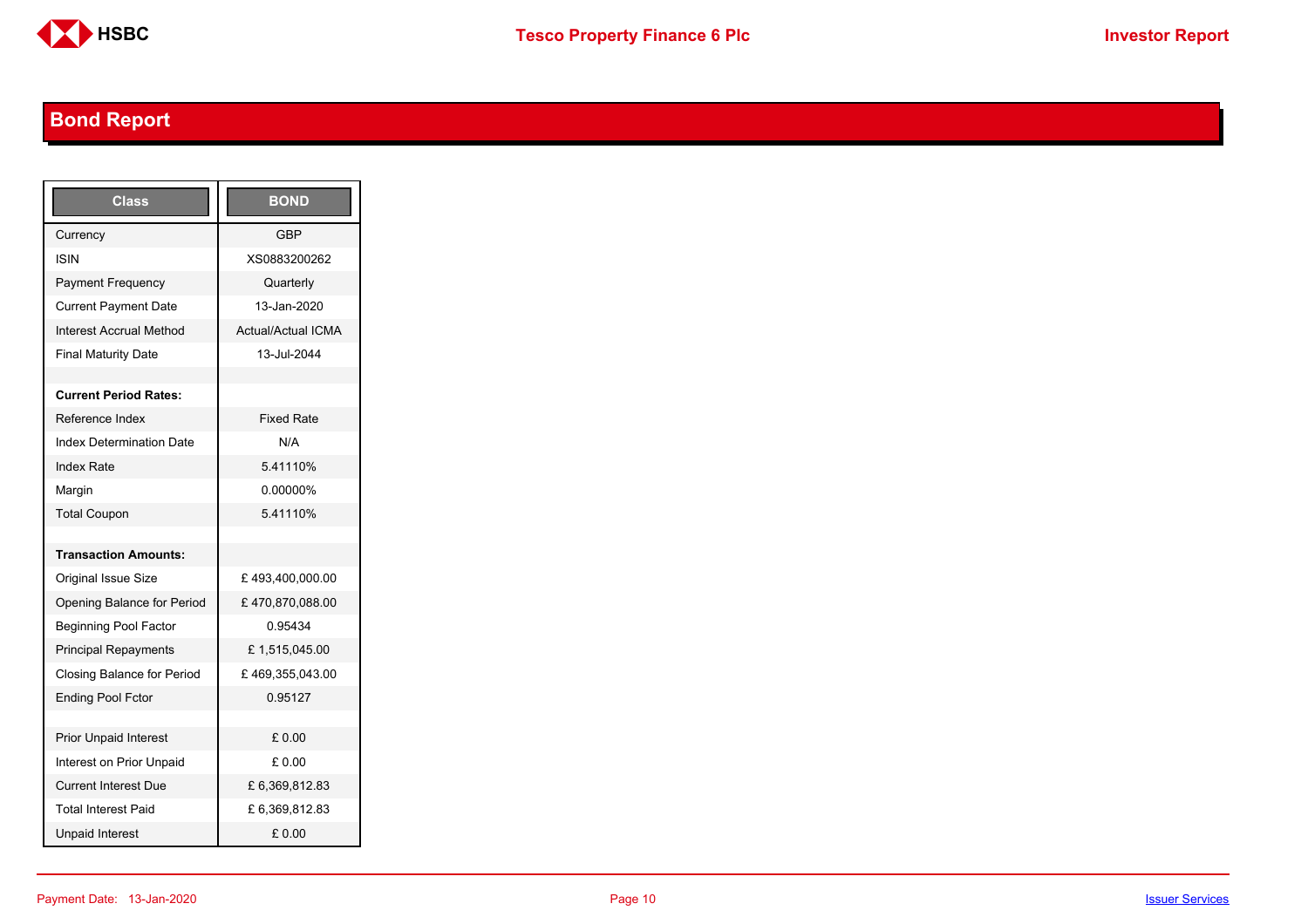## Bond Report

| Class | BOND |
|---|---|
| Currency | GBP |
| ISIN | XS0883200262 |
| Payment Frequency | Quarterly |
| Current Payment Date | 13-Jan-2020 |
| Interest Accrual Method | Actual/Actual ICMA |
| Final Maturity Date | 13-Jul-2044 |
| | |
| **Current Period Rates:** | |
| Reference Index | Fixed Rate |
| Index Determination Date | N/A |
| Index Rate | 5.41110% |
| Margin | 0.00000% |
| Total Coupon | 5.41110% |
| | |
| **Transaction Amounts:** | |
| Original Issue Size | £ 493,400,000.00 |
| Opening Balance for Period | £ 470,870,088.00 |
| Beginning Pool Factor | 0.95434 |
| Principal Repayments | £ 1,515,045.00 |
| Closing Balance for Period | £ 469,355,043.00 |
| Ending Pool Fctor | 0.95127 |
| | |
| Prior Unpaid Interest | £ 0.00 |
| Interest on Prior Unpaid | £ 0.00 |
| Current Interest Due | £ 6,369,812.83 |
| Total Interest Paid | £ 6,369,812.83 |
| Unpaid Interest | £ 0.00 |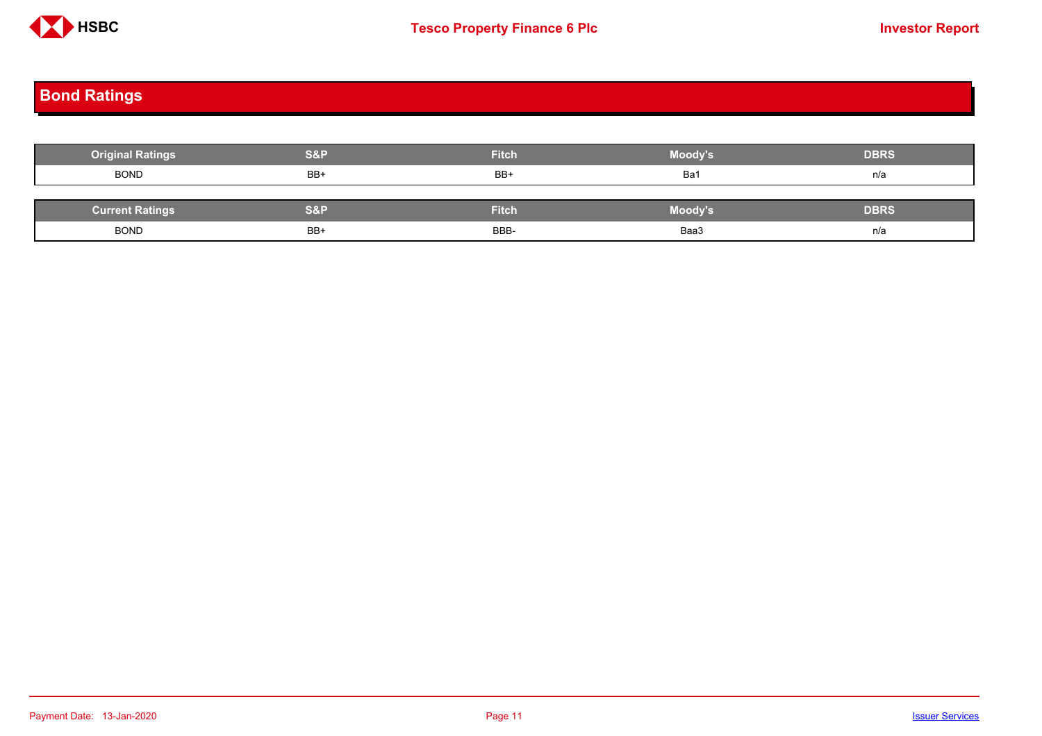# Bond Ratings

| Original Ratings | S&P | Fitch | Moody's | DBRS |
|---|---|---|---|---|
| BOND | BB+ | BB+ | Ba1 | n/a |

| Current Ratings | S&P | Fitch | Moody's | DBRS |
|---|---|---|---|---|
| BOND | BB+ | BBB- | Baa3 | n/a |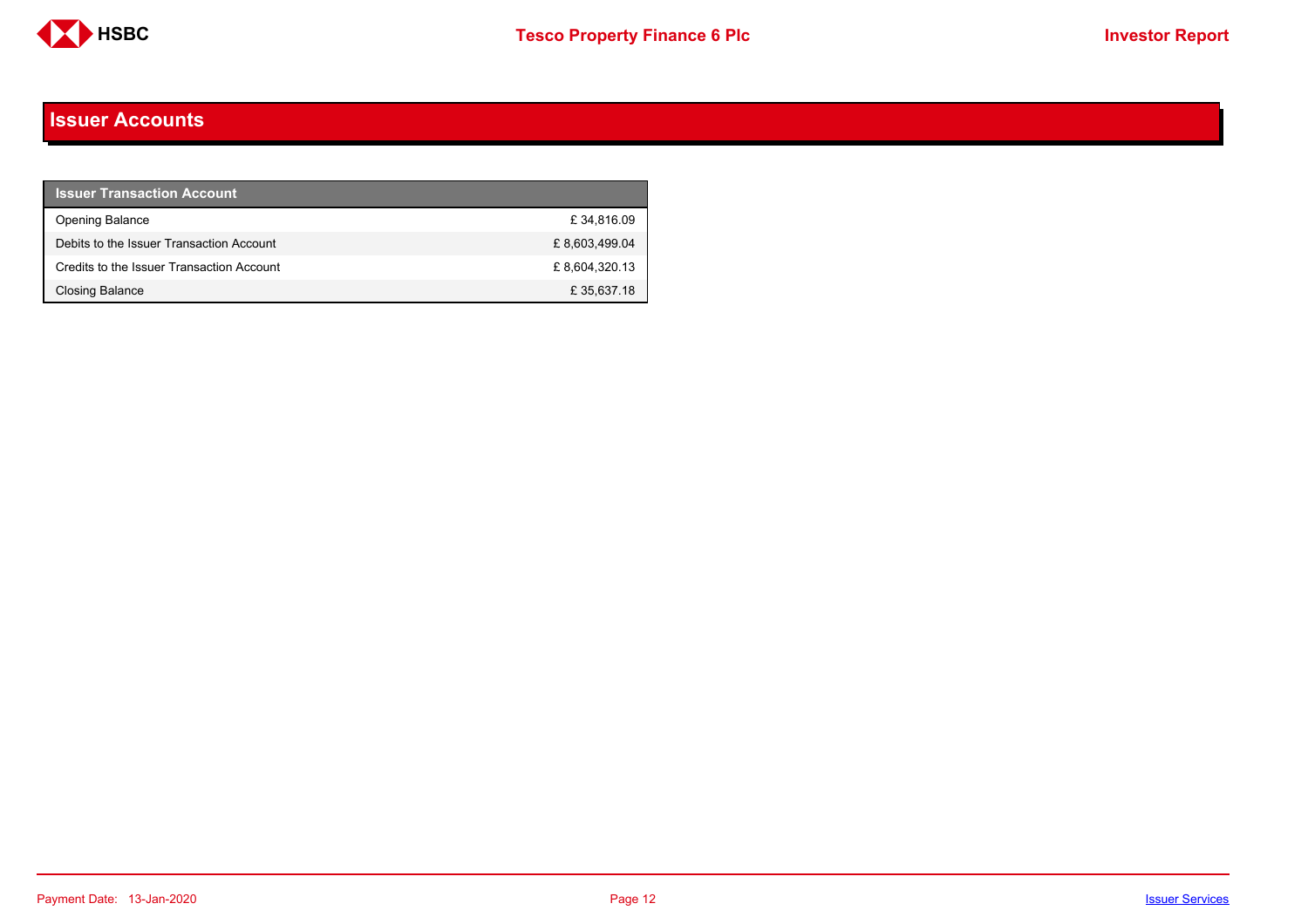# Issuer Accounts

| Issuer Transaction Account | |
|---|---|
| Opening Balance | £ 34,816.09 |
| Debits to the Issuer Transaction Account | £ 8,603,499.04 |
| Credits to the Issuer Transaction Account | £ 8,604,320.13 |
| Closing Balance | £ 35,637.18 |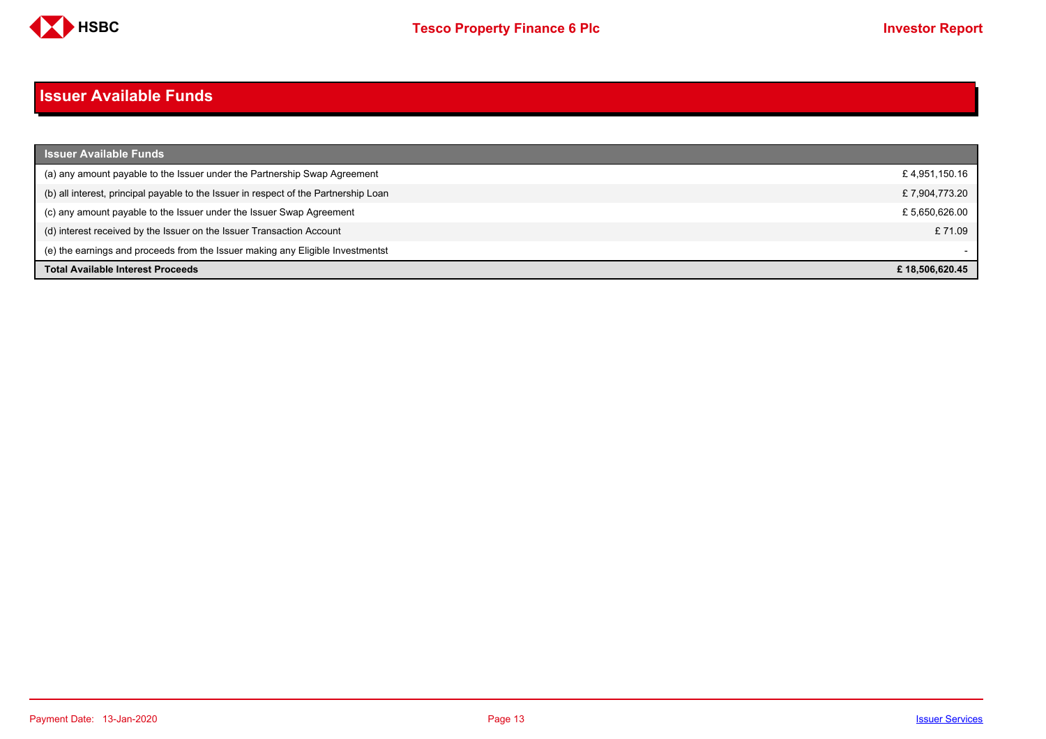# Issuer Available Funds

| Issuer Available Funds | |
|---|---|
| (a) any amount payable to the Issuer under the Partnership Swap Agreement | £ 4,951,150.16 |
| (b) all interest, principal payable to the Issuer in respect of the Partnership Loan | £ 7,904,773.20 |
| (c) any amount payable to the Issuer under the Issuer Swap Agreement | £ 5,650,626.00 |
| (d) interest received by the Issuer on the Issuer Transaction Account | £ 71.09 |
| (e) the earnings and proceeds from the Issuer making any Eligible Investmentst | - |
| **Total Available Interest Proceeds** | **£ 18,506,620.45** |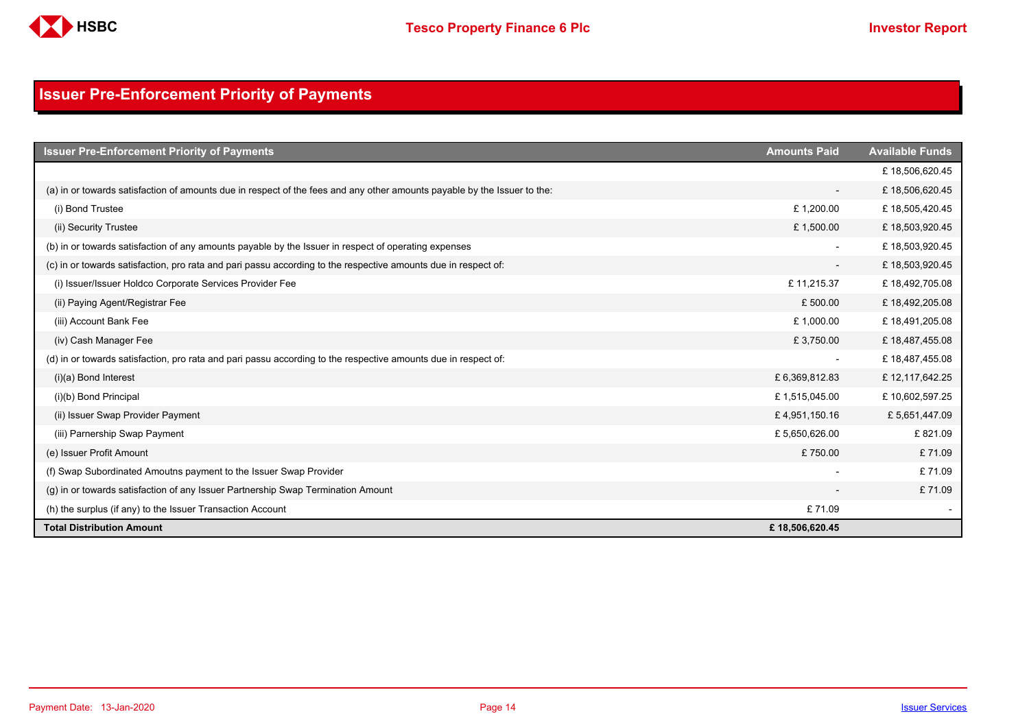## Issuer Pre-Enforcement Priority of Payments

| Issuer Pre-Enforcement Priority of Payments | Amounts Paid | Available Funds |
|---|---|---|
| | | £ 18,506,620.45 |
| (a) in or towards satisfaction of amounts due in respect of the fees and any other amounts payable by the Issuer to the: | - | £ 18,506,620.45 |
| (i) Bond Trustee | £ 1,200.00 | £ 18,505,420.45 |
| (ii) Security Trustee | £ 1,500.00 | £ 18,503,920.45 |
| (b) in or towards satisfaction of any amounts payable by the Issuer in respect of operating expenses | - | £ 18,503,920.45 |
| (c) in or towards satisfaction, pro rata and pari passu according to the respective amounts due in respect of: | - | £ 18,503,920.45 |
| (i) Issuer/Issuer Holdco Corporate Services Provider Fee | £ 11,215.37 | £ 18,492,705.08 |
| (ii) Paying Agent/Registrar Fee | £ 500.00 | £ 18,492,205.08 |
| (iii) Account Bank Fee | £ 1,000.00 | £ 18,491,205.08 |
| (iv) Cash Manager Fee | £ 3,750.00 | £ 18,487,455.08 |
| (d) in or towards satisfaction, pro rata and pari passu according to the respective amounts due in respect of: | - | £ 18,487,455.08 |
| (i)(a) Bond Interest | £ 6,369,812.83 | £ 12,117,642.25 |
| (i)(b) Bond Principal | £ 1,515,045.00 | £ 10,602,597.25 |
| (ii) Issuer Swap Provider Payment | £ 4,951,150.16 | £ 5,651,447.09 |
| (iii) Parnership Swap Payment | £ 5,650,626.00 | £ 821.09 |
| (e) Issuer Profit Amount | £ 750.00 | £ 71.09 |
| (f) Swap Subordinated Amoutns payment to the Issuer Swap Provider | - | £ 71.09 |
| (g) in or towards satisfaction of any Issuer Partnership Swap Termination Amount | - | £ 71.09 |
| (h) the surplus (if any) to the Issuer Transaction Account | £ 71.09 | - |
| **Total Distribution Amount** | **£ 18,506,620.45** | |

Payment Date: 13-Jan-2020

Issuer Services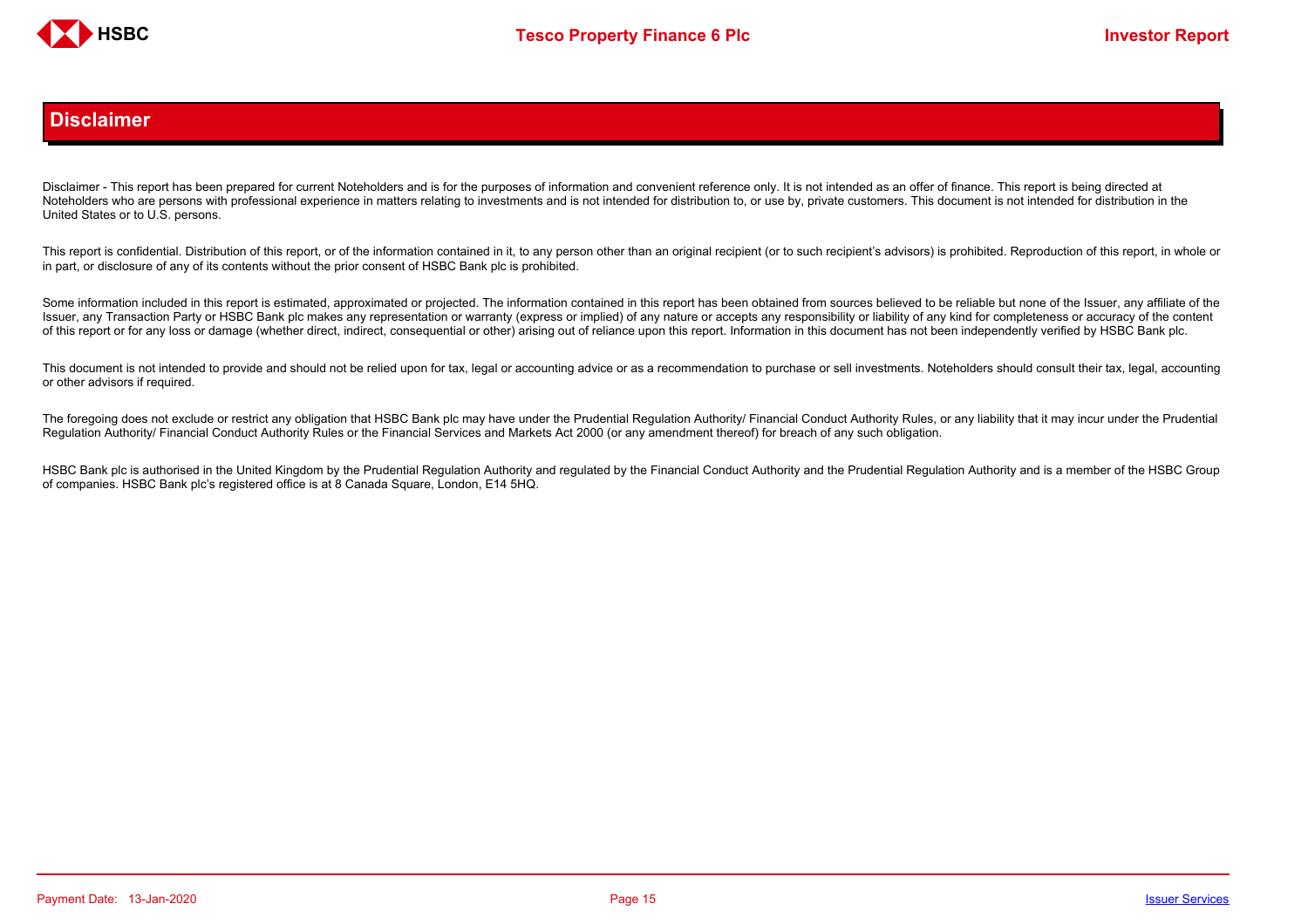## Disclaimer

Disclaimer - This report has been prepared for current Noteholders and is for the purposes of information and convenient reference only. It is not intended as an offer of finance. This report is being directed at Noteholders who are persons with professional experience in matters relating to investments and is not intended for distribution to, or use by, private customers. This document is not intended for distribution in the United States or to U.S. persons.

This report is confidential. Distribution of this report, or of the information contained in it, to any person other than an original recipient (or to such recipient's advisors) is prohibited. Reproduction of this report, in whole or in part, or disclosure of any of its contents without the prior consent of HSBC Bank plc is prohibited.

Some information included in this report is estimated, approximated or projected. The information contained in this report has been obtained from sources believed to be reliable but none of the Issuer, any affiliate of the Issuer, any Transaction Party or HSBC Bank plc makes any representation or warranty (express or implied) of any nature or accepts any responsibility or liability of any kind for completeness or accuracy of the content of this report or for any loss or damage (whether direct, indirect, consequential or other) arising out of reliance upon this report. Information in this document has not been independently verified by HSBC Bank plc.

This document is not intended to provide and should not be relied upon for tax, legal or accounting advice or as a recommendation to purchase or sell investments. Noteholders should consult their tax, legal, accounting or other advisors if required.

The foregoing does not exclude or restrict any obligation that HSBC Bank plc may have under the Prudential Regulation Authority/ Financial Conduct Authority Rules, or any liability that it may incur under the Prudential Regulation Authority/ Financial Conduct Authority Rules or the Financial Services and Markets Act 2000 (or any amendment thereof) for breach of any such obligation.

HSBC Bank plc is authorised in the United Kingdom by the Prudential Regulation Authority and regulated by the Financial Conduct Authority and the Prudential Regulation Authority and is a member of the HSBC Group of companies. HSBC Bank plc's registered office is at 8 Canada Square, London, E14 5HQ.